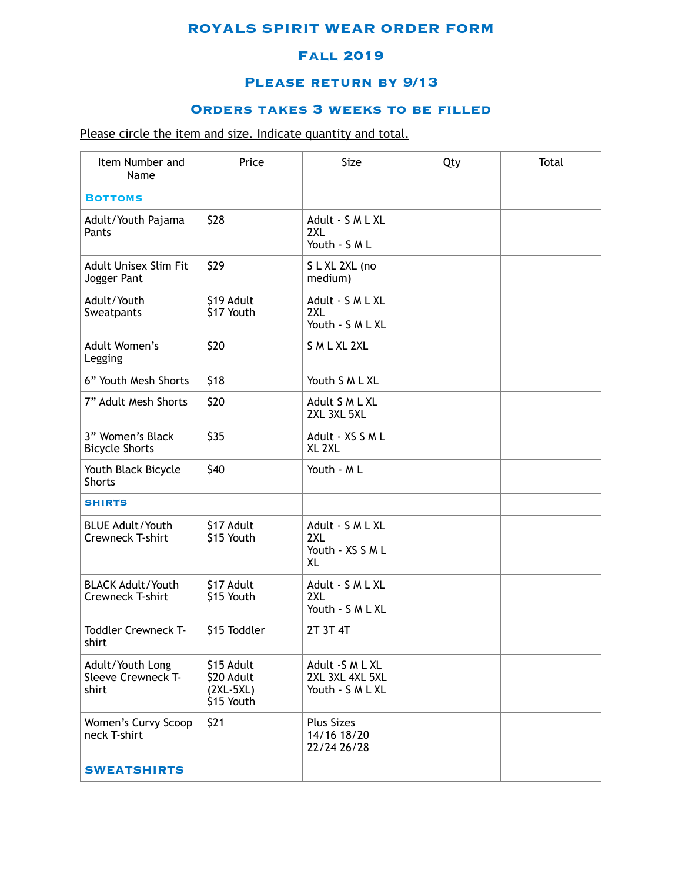# ROYALS SPIRIT WEAR ORDER FORM

## Fall 2019

## Please return by 9/13

## Orders takes 3 weeks to be filled

Please circle the item and size. Indicate quantity and total.

| Item Number and Name | Price | Size | Qty | Total |
|---|---|---|---|---|
| **BOTTOMS** | | | | |
| Adult/Youth Pajama Pants | $28 | Adult - S M L XL 2XL<br>Youth - S M L | | |
| Adult Unisex Slim Fit Jogger Pant | $29 | S L XL 2XL (no medium) | | |
| Adult/Youth Sweatpants | $19 Adult<br>$17 Youth | Adult - S M L XL 2XL<br>Youth - S M L XL | | |
| Adult Women's Legging | $20 | S M L XL 2XL | | |
| 6" Youth Mesh Shorts | $18 | Youth S M L XL | | |
| 7" Adult Mesh Shorts | $20 | Adult S M L XL 2XL 3XL 5XL | | |
| 3" Women's Black Bicycle Shorts | $35 | Adult - XS S M L XL 2XL | | |
| Youth Black Bicycle Shorts | $40 | Youth - M L | | |
| **SHIRTS** | | | | |
| BLUE Adult/Youth Crewneck T-shirt | $17 Adult<br>$15 Youth | Adult - S M L XL 2XL<br>Youth - XS S M L XL | | |
| BLACK Adult/Youth Crewneck T-shirt | $17 Adult<br>$15 Youth | Adult - S M L XL 2XL<br>Youth - S M L XL | | |
| Toddler Crewneck T-shirt | $15 Toddler | 2T 3T 4T | | |
| Adult/Youth Long Sleeve Crewneck T-shirt | $15 Adult<br>$20 Adult (2XL-5XL)<br>$15 Youth | Adult -S M L XL 2XL 3XL 4XL 5XL<br>Youth - S M L XL | | |
| Women's Curvy Scoop neck T-shirt | $21 | Plus Sizes 14/16 18/20 22/24 26/28 | | |
| **SWEATSHIRTS** | | | | |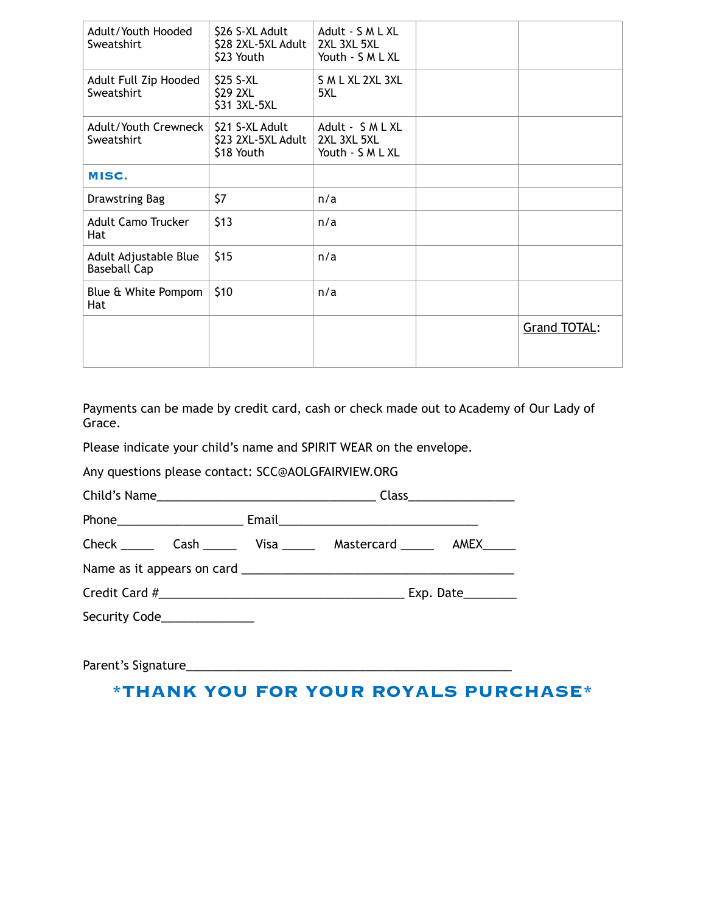| | | | | |
|---|---|---|---|---|
| Adult/Youth Hooded Sweatshirt | $26 S-XL Adult<br>$28 2XL-5XL Adult<br>$23 Youth | Adult - S M L XL 2XL 3XL 5XL<br>Youth - S M L XL | | |
| Adult Full Zip Hooded Sweatshirt | $25 S-XL<br>$29 2XL<br>$31 3XL-5XL | S M L XL 2XL 3XL 5XL | | |
| Adult/Youth Crewneck Sweatshirt | $21 S-XL Adult<br>$23 2XL-5XL Adult<br>$18 Youth | Adult - S M L XL 2XL 3XL 5XL<br>Youth - S M L XL | | |
| **MISC.** | | | | |
| Drawstring Bag | $7 | n/a | | |
| Adult Camo Trucker Hat | $13 | n/a | | |
| Adult Adjustable Blue Baseball Cap | $15 | n/a | | |
| Blue & White Pompom Hat | $10 | n/a | | |
| | | | | Grand TOTAL: |

Payments can be made by credit card, cash or check made out to Academy of Our Lady of Grace.

Please indicate your child's name and SPIRIT WEAR on the envelope.

Any questions please contact: SCC@AOLGFAIRVIEW.ORG

Child's Name_________________________________ Class________________

Phone___________________ Email______________________________

Check _____ Cash _____ Visa _____ Mastercard _____ AMEX_____

Name as it appears on card _________________________________________

Credit Card #_____________________________________ Exp. Date________

Security Code______________

Parent's Signature_________________________________________________

**\*THANK YOU FOR YOUR ROYALS PURCHASE\***